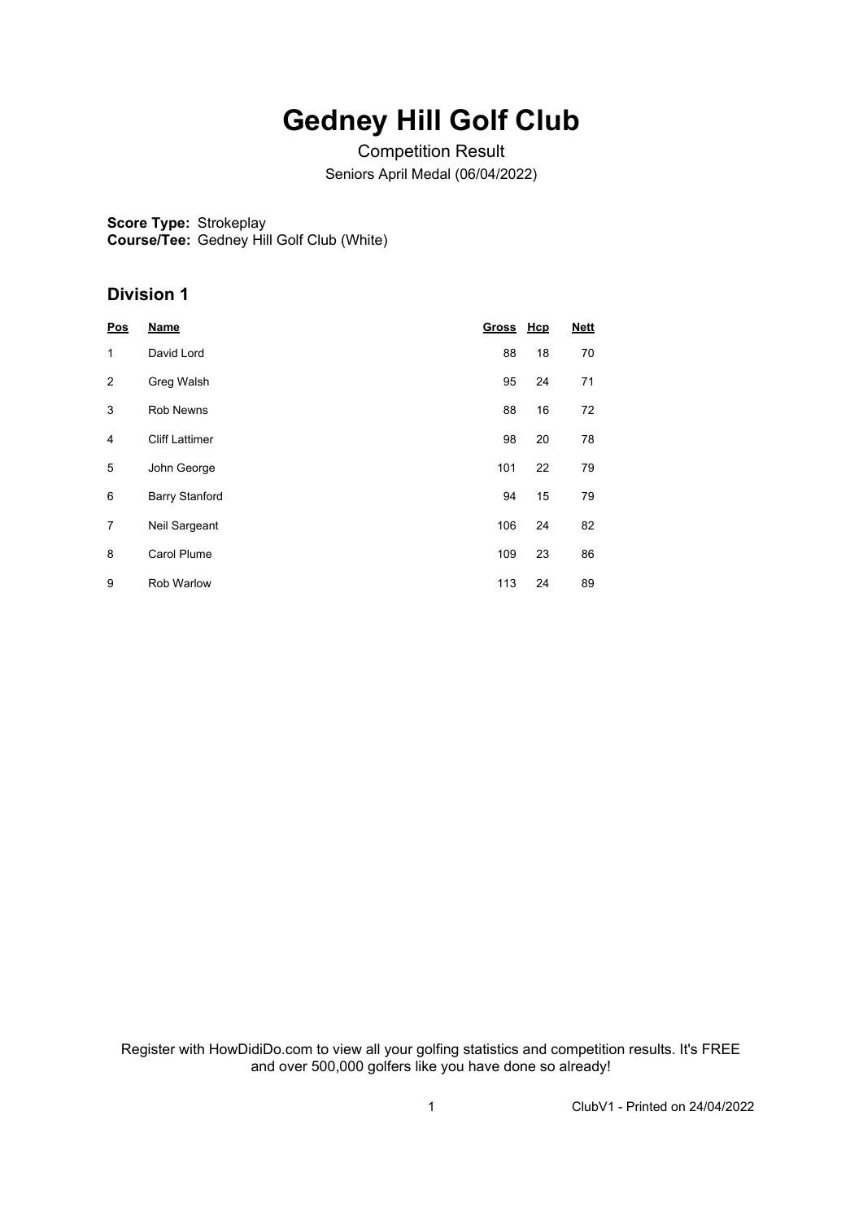# Gedney Hill Golf Club

Competition Result

Seniors April Medal (06/04/2022)

**Score Type:** Strokeplay
**Course/Tee:** Gedney Hill Golf Club (White)

## Division 1

| Pos | Name | Gross | Hcp | Nett |
|---|---|---|---|---|
| 1 | David Lord | 88 | 18 | 70 |
| 2 | Greg Walsh | 95 | 24 | 71 |
| 3 | Rob Newns | 88 | 16 | 72 |
| 4 | Cliff Lattimer | 98 | 20 | 78 |
| 5 | John George | 101 | 22 | 79 |
| 6 | Barry Stanford | 94 | 15 | 79 |
| 7 | Neil Sargeant | 106 | 24 | 82 |
| 8 | Carol Plume | 109 | 23 | 86 |
| 9 | Rob Warlow | 113 | 24 | 89 |

Register with HowDidiDo.com to view all your golfing statistics and competition results. It's FREE and over 500,000 golfers like you have done so already!

ClubV1 - Printed on 24/04/2022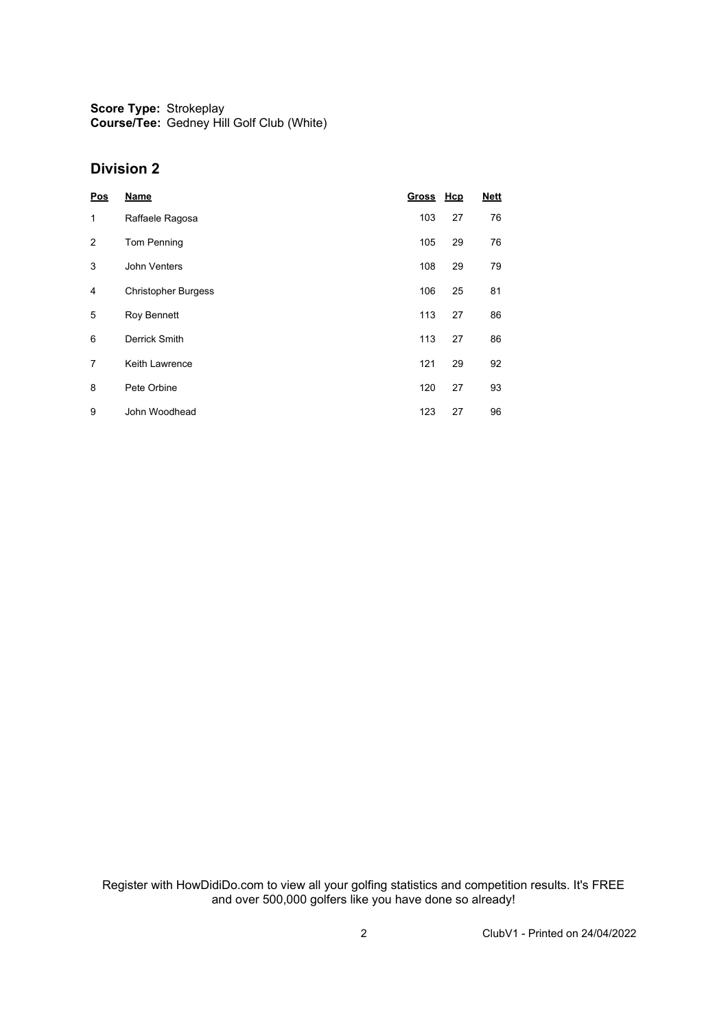**Score Type:** Strokeplay
**Course/Tee:** Gedney Hill Golf Club (White)

## Division 2

| Pos | Name | Gross | Hcp | Nett |
|---|---|---|---|---|
| 1 | Raffaele Ragosa | 103 | 27 | 76 |
| 2 | Tom Penning | 105 | 29 | 76 |
| 3 | John Venters | 108 | 29 | 79 |
| 4 | Christopher Burgess | 106 | 25 | 81 |
| 5 | Roy Bennett | 113 | 27 | 86 |
| 6 | Derrick Smith | 113 | 27 | 86 |
| 7 | Keith Lawrence | 121 | 29 | 92 |
| 8 | Pete Orbine | 120 | 27 | 93 |
| 9 | John Woodhead | 123 | 27 | 96 |

Register with HowDidiDo.com to view all your golfing statistics and competition results. It's FREE and over 500,000 golfers like you have done so already!

ClubV1 - Printed on 24/04/2022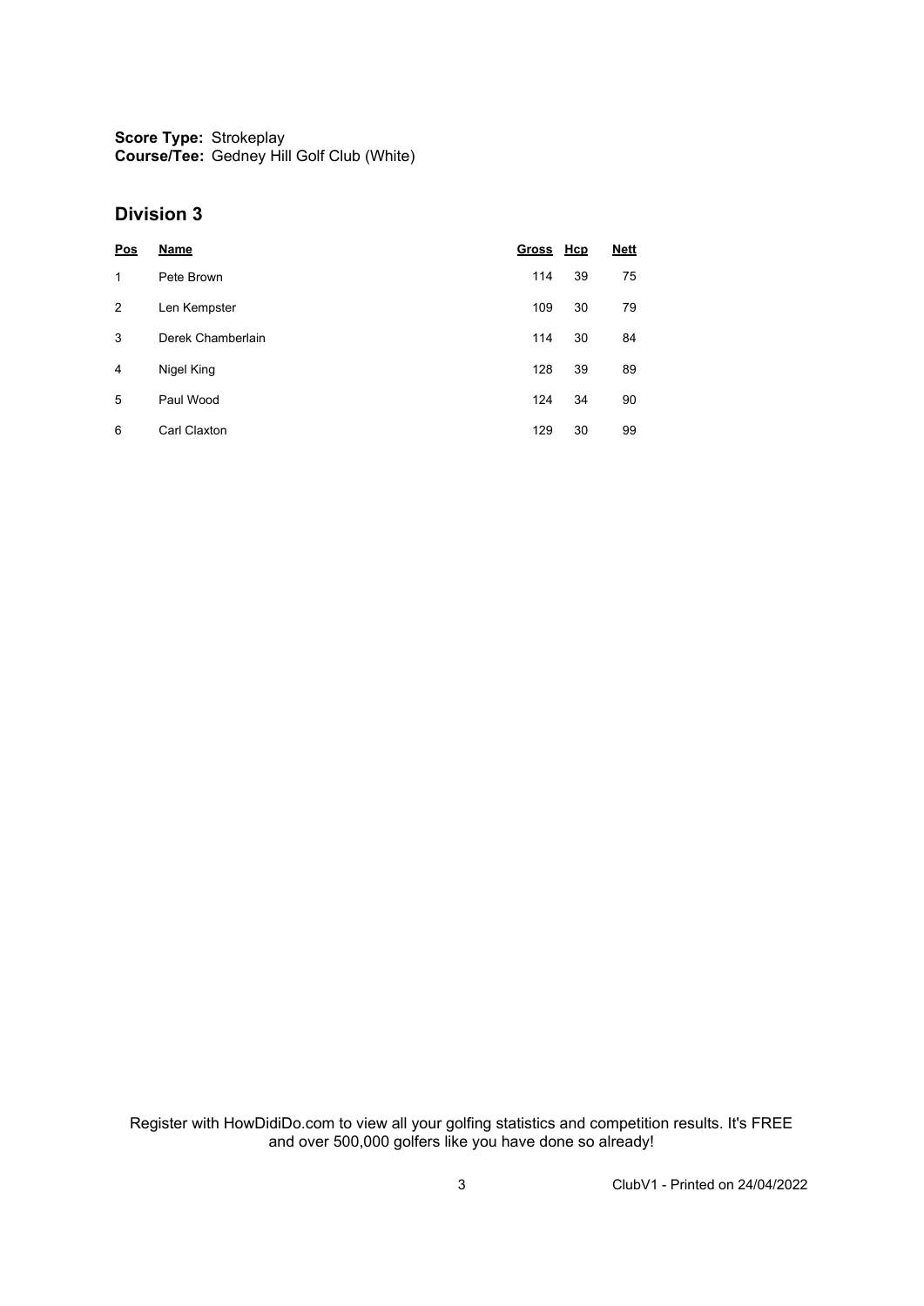**Score Type:** Strokeplay
**Course/Tee:** Gedney Hill Golf Club (White)

## Division 3

| Pos | Name | Gross | Hcp | Nett |
|---|---|---|---|---|
| 1 | Pete Brown | 114 | 39 | 75 |
| 2 | Len Kempster | 109 | 30 | 79 |
| 3 | Derek Chamberlain | 114 | 30 | 84 |
| 4 | Nigel King | 128 | 39 | 89 |
| 5 | Paul Wood | 124 | 34 | 90 |
| 6 | Carl Claxton | 129 | 30 | 99 |

Register with HowDidiDo.com to view all your golfing statistics and competition results. It's FREE and over 500,000 golfers like you have done so already!

ClubV1 - Printed on 24/04/2022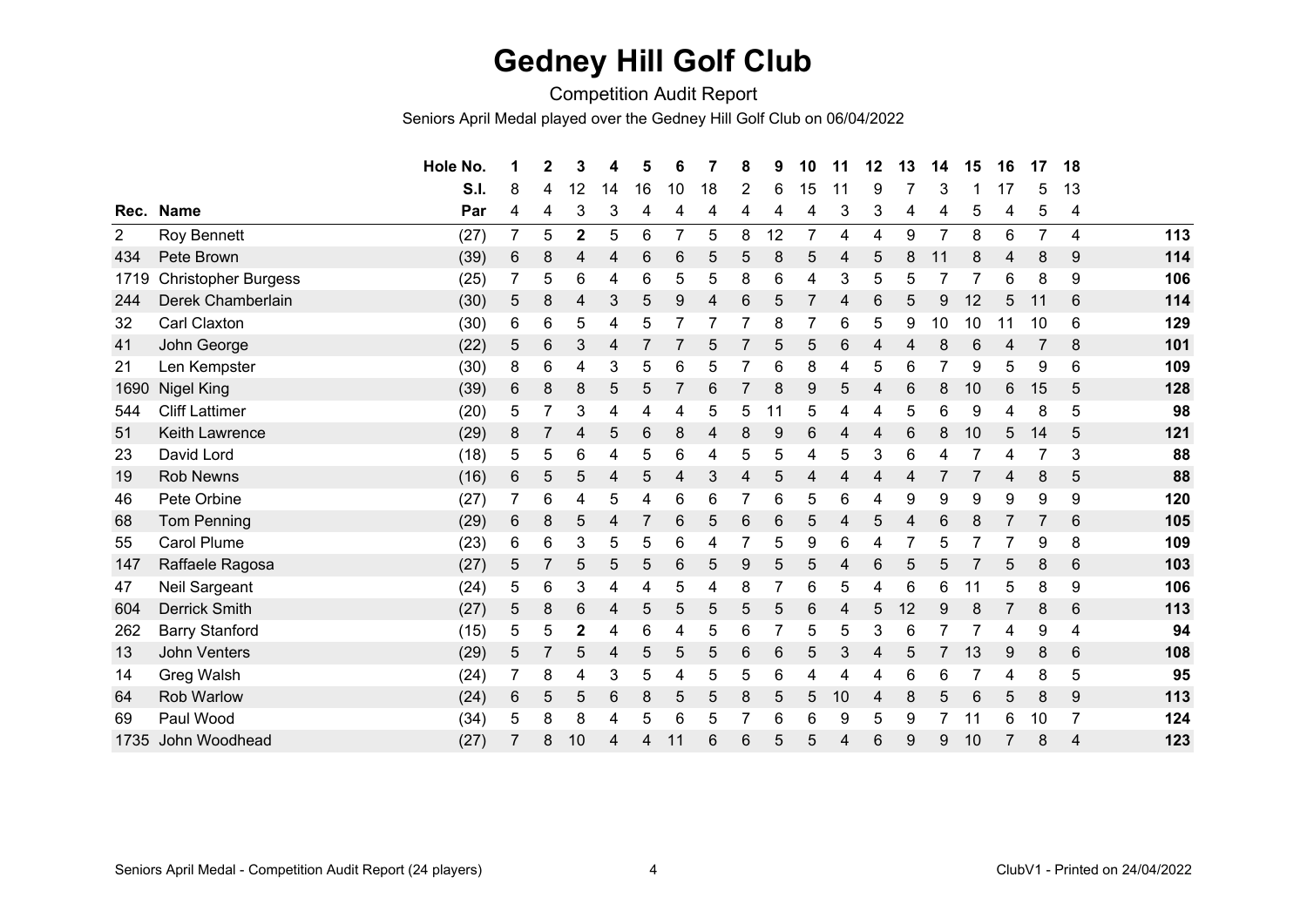# Gedney Hill Golf Club

Competition Audit Report

Seniors April Medal played over the Gedney Hill Golf Club on 06/04/2022

| | | Hole No. | 1 | 2 | 3 | 4 | 5 | 6 | 7 | 8 | 9 | 10 | 11 | 12 | 13 | 14 | 15 | 16 | 17 | 18 | |
|---|---|---|---|---|---|---|---|---|---|---|---|---|---|---|---|---|---|---|---|---|---|
| | | S.I. | 8 | 4 | 12 | 14 | 16 | 10 | 18 | 2 | 6 | 15 | 11 | 9 | 7 | 3 | 1 | 17 | 5 | 13 | |
| Rec. | Name | Par | 4 | 4 | 3 | 3 | 4 | 4 | 4 | 4 | 4 | 4 | 3 | 3 | 4 | 4 | 5 | 4 | 5 | 4 | |
| 2 | Roy Bennett | (27) | 7 | 5 | **2** | 5 | 6 | 7 | 5 | 8 | 12 | 7 | 4 | 4 | 9 | 7 | 8 | 6 | 7 | 4 | **113** |
| 434 | Pete Brown | (39) | 6 | 8 | 4 | 4 | 6 | 6 | 5 | 5 | 8 | 5 | 4 | 5 | 8 | 11 | 8 | 4 | 8 | 9 | **114** |
| 1719 | Christopher Burgess | (25) | 7 | 5 | 6 | 4 | 6 | 5 | 5 | 8 | 6 | 4 | 3 | 5 | 5 | 7 | 7 | 6 | 8 | 9 | **106** |
| 244 | Derek Chamberlain | (30) | 5 | 8 | 4 | 3 | 5 | 9 | 4 | 6 | 5 | 7 | 4 | 6 | 5 | 9 | 12 | 5 | 11 | 6 | **114** |
| 32 | Carl Claxton | (30) | 6 | 6 | 5 | 4 | 5 | 7 | 7 | 7 | 8 | 7 | 6 | 5 | 9 | 10 | 10 | 11 | 10 | 6 | **129** |
| 41 | John George | (22) | 5 | 6 | 3 | 4 | 7 | 7 | 5 | 7 | 5 | 5 | 6 | 4 | 4 | 8 | 6 | 4 | 7 | 8 | **101** |
| 21 | Len Kempster | (30) | 8 | 6 | 4 | 3 | 5 | 6 | 5 | 7 | 6 | 8 | 4 | 5 | 6 | 7 | 9 | 5 | 9 | 6 | **109** |
| 1690 | Nigel King | (39) | 6 | 8 | 8 | 5 | 5 | 7 | 6 | 7 | 8 | 9 | 5 | 4 | 6 | 8 | 10 | 6 | 15 | 5 | **128** |
| 544 | Cliff Lattimer | (20) | 5 | 7 | 3 | 4 | 4 | 4 | 5 | 5 | 11 | 5 | 4 | 4 | 5 | 6 | 9 | 4 | 8 | 5 | **98** |
| 51 | Keith Lawrence | (29) | 8 | 7 | 4 | 5 | 6 | 8 | 4 | 8 | 9 | 6 | 4 | 4 | 6 | 8 | 10 | 5 | 14 | 5 | **121** |
| 23 | David Lord | (18) | 5 | 5 | 6 | 4 | 5 | 6 | 4 | 5 | 5 | 4 | 5 | 3 | 6 | 4 | 7 | 4 | 7 | 3 | **88** |
| 19 | Rob Newns | (16) | 6 | 5 | 5 | 4 | 5 | 4 | 3 | 4 | 5 | 4 | 4 | 4 | 4 | 7 | 7 | 4 | 8 | 5 | **88** |
| 46 | Pete Orbine | (27) | 7 | 6 | 4 | 5 | 4 | 6 | 6 | 7 | 6 | 5 | 6 | 4 | 9 | 9 | 9 | 9 | 9 | 9 | **120** |
| 68 | Tom Penning | (29) | 6 | 8 | 5 | 4 | 7 | 6 | 5 | 6 | 6 | 5 | 4 | 5 | 4 | 6 | 8 | 7 | 7 | 6 | **105** |
| 55 | Carol Plume | (23) | 6 | 6 | 3 | 5 | 5 | 6 | 4 | 7 | 5 | 9 | 6 | 4 | 7 | 5 | 7 | 7 | 9 | 8 | **109** |
| 147 | Raffaele Ragosa | (27) | 5 | 7 | 5 | 5 | 5 | 6 | 5 | 9 | 5 | 5 | 4 | 6 | 5 | 5 | 7 | 5 | 8 | 6 | **103** |
| 47 | Neil Sargeant | (24) | 5 | 6 | 3 | 4 | 4 | 5 | 4 | 8 | 7 | 6 | 5 | 4 | 6 | 6 | 11 | 5 | 8 | 9 | **106** |
| 604 | Derrick Smith | (27) | 5 | 8 | 6 | 4 | 5 | 5 | 5 | 5 | 5 | 6 | 4 | 5 | 12 | 9 | 8 | 7 | 8 | 6 | **113** |
| 262 | Barry Stanford | (15) | 5 | 5 | **2** | 4 | 6 | 4 | 5 | 6 | 7 | 5 | 5 | 3 | 6 | 7 | 7 | 4 | 9 | 4 | **94** |
| 13 | John Venters | (29) | 5 | 7 | 5 | 4 | 5 | 5 | 5 | 6 | 6 | 5 | 3 | 4 | 5 | 7 | 13 | 9 | 8 | 6 | **108** |
| 14 | Greg Walsh | (24) | 7 | 8 | 4 | 3 | 5 | 4 | 5 | 5 | 6 | 4 | 4 | 4 | 6 | 6 | 7 | 4 | 8 | 5 | **95** |
| 64 | Rob Warlow | (24) | 6 | 5 | 5 | 6 | 8 | 5 | 5 | 8 | 5 | 5 | 10 | 4 | 8 | 5 | 6 | 5 | 8 | 9 | **113** |
| 69 | Paul Wood | (34) | 5 | 8 | 8 | 4 | 5 | 6 | 5 | 7 | 6 | 6 | 9 | 5 | 9 | 7 | 11 | 6 | 10 | 7 | **124** |
| 1735 | John Woodhead | (27) | 7 | 8 | 10 | 4 | 4 | 11 | 6 | 6 | 5 | 5 | 4 | 6 | 9 | 9 | 10 | 7 | 8 | 4 | **123** |